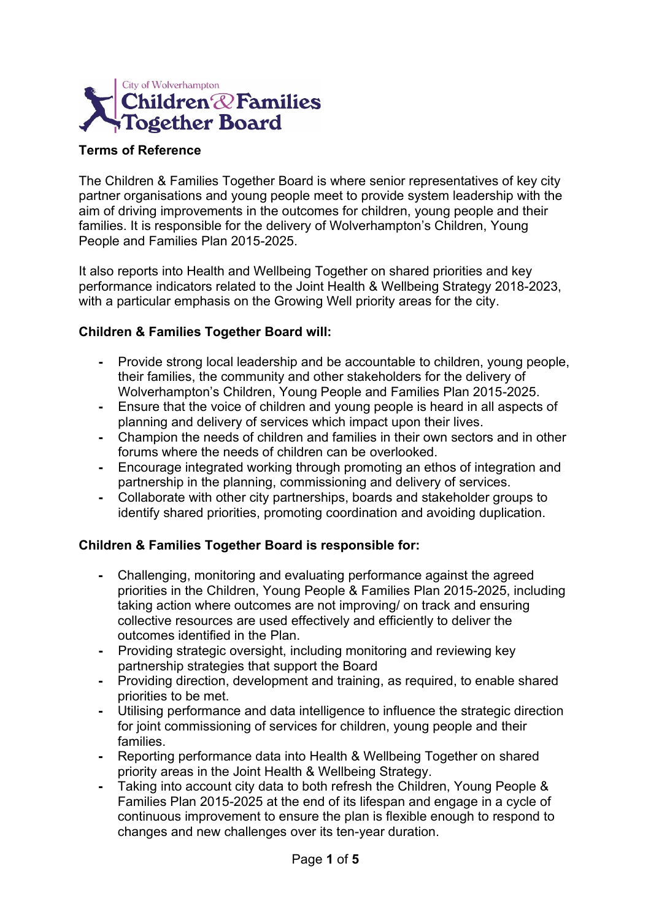City of Wolverhampton
# Children & Families Together Board

## Terms of Reference

The Children & Families Together Board is where senior representatives of key city partner organisations and young people meet to provide system leadership with the aim of driving improvements in the outcomes for children, young people and their families. It is responsible for the delivery of Wolverhampton's Children, Young People and Families Plan 2015-2025.

It also reports into Health and Wellbeing Together on shared priorities and key performance indicators related to the Joint Health & Wellbeing Strategy 2018-2023, with a particular emphasis on the Growing Well priority areas for the city.

### Children & Families Together Board will:

- Provide strong local leadership and be accountable to children, young people, their families, the community and other stakeholders for the delivery of Wolverhampton's Children, Young People and Families Plan 2015-2025.
- Ensure that the voice of children and young people is heard in all aspects of planning and delivery of services which impact upon their lives.
- Champion the needs of children and families in their own sectors and in other forums where the needs of children can be overlooked.
- Encourage integrated working through promoting an ethos of integration and partnership in the planning, commissioning and delivery of services.
- Collaborate with other city partnerships, boards and stakeholder groups to identify shared priorities, promoting coordination and avoiding duplication.

### Children & Families Together Board is responsible for:

- Challenging, monitoring and evaluating performance against the agreed priorities in the Children, Young People & Families Plan 2015-2025, including taking action where outcomes are not improving/ on track and ensuring collective resources are used effectively and efficiently to deliver the outcomes identified in the Plan.
- Providing strategic oversight, including monitoring and reviewing key partnership strategies that support the Board
- Providing direction, development and training, as required, to enable shared priorities to be met.
- Utilising performance and data intelligence to influence the strategic direction for joint commissioning of services for children, young people and their families.
- Reporting performance data into Health & Wellbeing Together on shared priority areas in the Joint Health & Wellbeing Strategy.
- Taking into account city data to both refresh the Children, Young People & Families Plan 2015-2025 at the end of its lifespan and engage in a cycle of continuous improvement to ensure the plan is flexible enough to respond to changes and new challenges over its ten-year duration.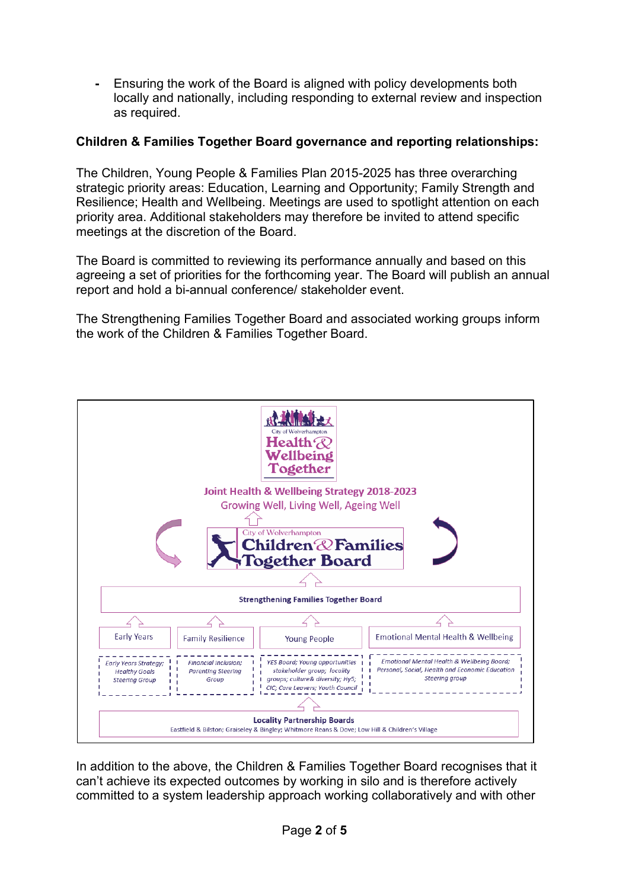- Ensuring the work of the Board is aligned with policy developments both locally and nationally, including responding to external review and inspection as required.

**Children & Families Together Board governance and reporting relationships:**

The Children, Young People & Families Plan 2015-2025 has three overarching strategic priority areas: Education, Learning and Opportunity; Family Strength and Resilience; Health and Wellbeing. Meetings are used to spotlight attention on each priority area. Additional stakeholders may therefore be invited to attend specific meetings at the discretion of the Board.

The Board is committed to reviewing its performance annually and based on this agreeing a set of priorities for the forthcoming year. The Board will publish an annual report and hold a bi-annual conference/ stakeholder event.

The Strengthening Families Together Board and associated working groups inform the work of the Children & Families Together Board.

City of Wolverhampton Health & Wellbeing Together

Joint Health & Wellbeing Strategy 2018-2023

Growing Well, Living Well, Ageing Well

City of Wolverhampton Children & Families Together Board

Strengthening Families Together Board

| Early Years | Family Resilience | Young People | Emotional Mental Health & Wellbeing |
|---|---|---|---|
| *Early Years Strategy; Healthy Goals Steering Group* | *Financial Inclusion; Parenting Steering Group* | *YES Board; Young opportunities stakeholder group; locality groups; culture& diversity; Hy5; CiC; Care Leavers; Youth Council* | *Emotional Mental Health & Wellbeing Board; Personal, Social, Health and Economic Education Steering group* |

**Locality Partnership Boards**

Eastfield & Bilston; Graiseley & Bingley; Whitmore Reans & Dove; Low Hill & Children's Village

In addition to the above, the Children & Families Together Board recognises that it can't achieve its expected outcomes by working in silo and is therefore actively committed to a system leadership approach working collaboratively and with other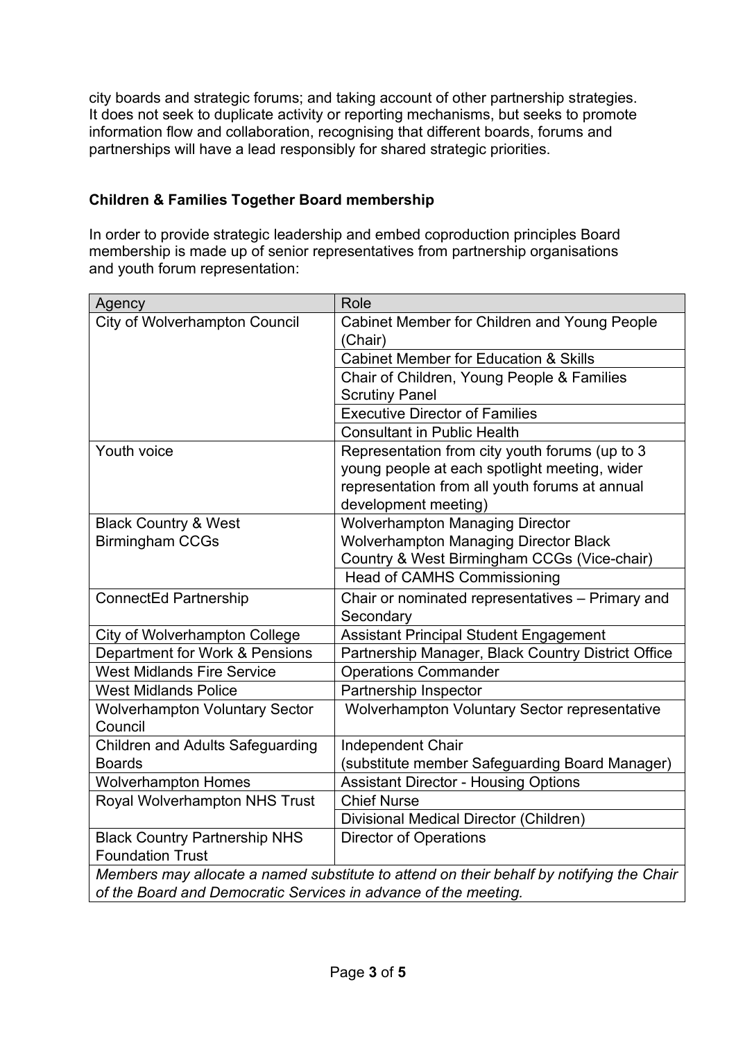city boards and strategic forums; and taking account of other partnership strategies. It does not seek to duplicate activity or reporting mechanisms, but seeks to promote information flow and collaboration, recognising that different boards, forums and partnerships will have a lead responsibly for shared strategic priorities.

## Children & Families Together Board membership

In order to provide strategic leadership and embed coproduction principles Board membership is made up of senior representatives from partnership organisations and youth forum representation:

| Agency | Role |
|---|---|
| City of Wolverhampton Council | Cabinet Member for Children and Young People (Chair) |
| | Cabinet Member for Education & Skills |
| | Chair of Children, Young People & Families Scrutiny Panel |
| | Executive Director of Families |
| | Consultant in Public Health |
| Youth voice | Representation from city youth forums (up to 3 young people at each spotlight meeting, wider representation from all youth forums at annual development meeting) |
| Black Country & West Birmingham CCGs | Wolverhampton Managing Director<br>Wolverhampton Managing Director Black Country & West Birmingham CCGs (Vice-chair) |
| | Head of CAMHS Commissioning |
| ConnectEd Partnership | Chair or nominated representatives – Primary and Secondary |
| City of Wolverhampton College | Assistant Principal Student Engagement |
| Department for Work & Pensions | Partnership Manager, Black Country District Office |
| West Midlands Fire Service | Operations Commander |
| West Midlands Police | Partnership Inspector |
| Wolverhampton Voluntary Sector Council | Wolverhampton Voluntary Sector representative |
| Children and Adults Safeguarding Boards | Independent Chair<br>(substitute member Safeguarding Board Manager) |
| Wolverhampton Homes | Assistant Director - Housing Options |
| Royal Wolverhampton NHS Trust | Chief Nurse |
| | Divisional Medical Director (Children) |
| Black Country Partnership NHS Foundation Trust | Director of Operations |
| *Members may allocate a named substitute to attend on their behalf by notifying the Chair of the Board and Democratic Services in advance of the meeting.* | |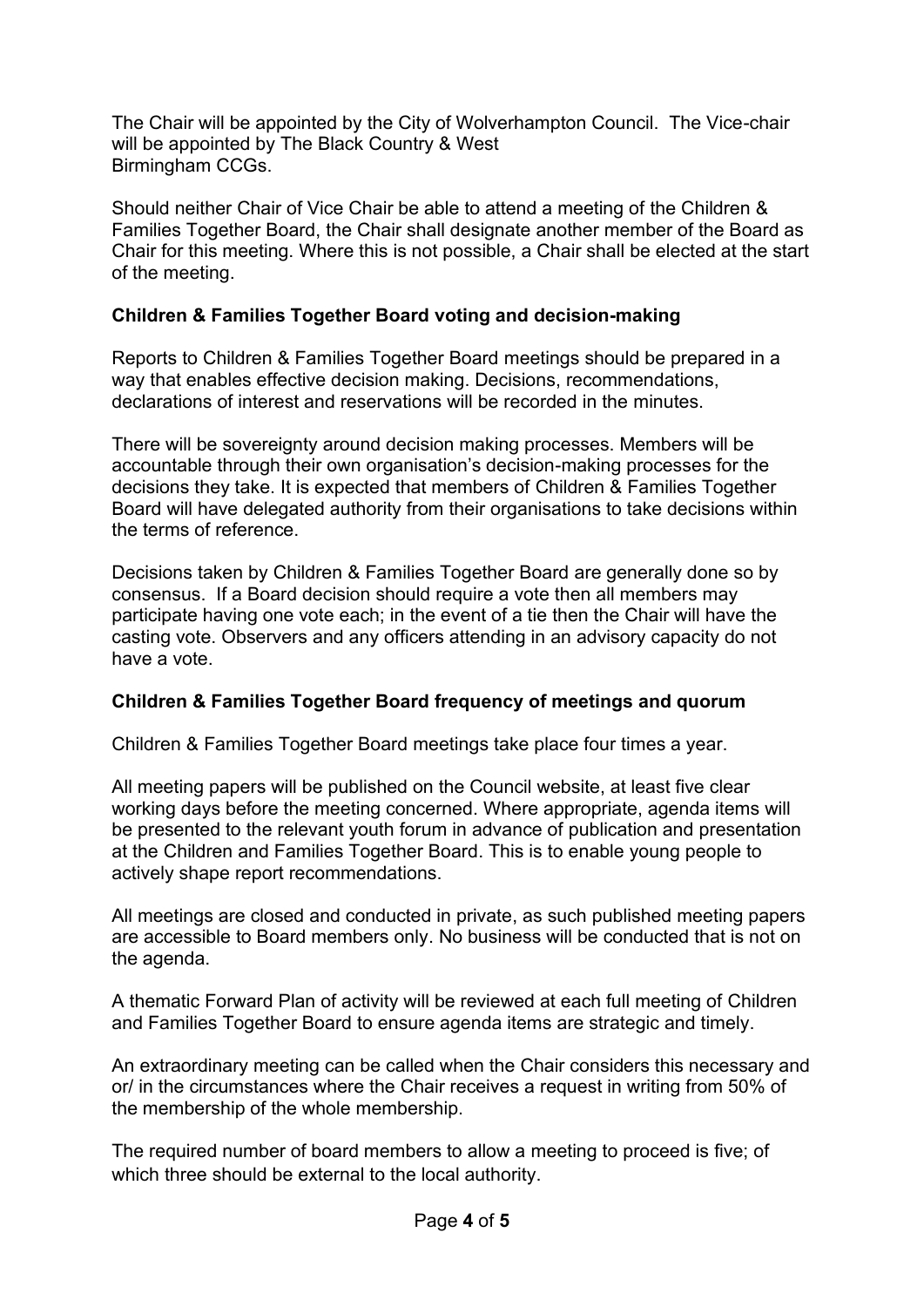The Chair will be appointed by the City of Wolverhampton Council. The Vice-chair will be appointed by The Black Country & West Birmingham CCGs.

Should neither Chair of Vice Chair be able to attend a meeting of the Children & Families Together Board, the Chair shall designate another member of the Board as Chair for this meeting. Where this is not possible, a Chair shall be elected at the start of the meeting.

**Children & Families Together Board voting and decision-making**

Reports to Children & Families Together Board meetings should be prepared in a way that enables effective decision making. Decisions, recommendations, declarations of interest and reservations will be recorded in the minutes.

There will be sovereignty around decision making processes. Members will be accountable through their own organisation's decision-making processes for the decisions they take. It is expected that members of Children & Families Together Board will have delegated authority from their organisations to take decisions within the terms of reference.

Decisions taken by Children & Families Together Board are generally done so by consensus. If a Board decision should require a vote then all members may participate having one vote each; in the event of a tie then the Chair will have the casting vote. Observers and any officers attending in an advisory capacity do not have a vote.

**Children & Families Together Board frequency of meetings and quorum**

Children & Families Together Board meetings take place four times a year.

All meeting papers will be published on the Council website, at least five clear working days before the meeting concerned. Where appropriate, agenda items will be presented to the relevant youth forum in advance of publication and presentation at the Children and Families Together Board. This is to enable young people to actively shape report recommendations.

All meetings are closed and conducted in private, as such published meeting papers are accessible to Board members only. No business will be conducted that is not on the agenda.

A thematic Forward Plan of activity will be reviewed at each full meeting of Children and Families Together Board to ensure agenda items are strategic and timely.

An extraordinary meeting can be called when the Chair considers this necessary and or/ in the circumstances where the Chair receives a request in writing from 50% of the membership of the whole membership.

The required number of board members to allow a meeting to proceed is five; of which three should be external to the local authority.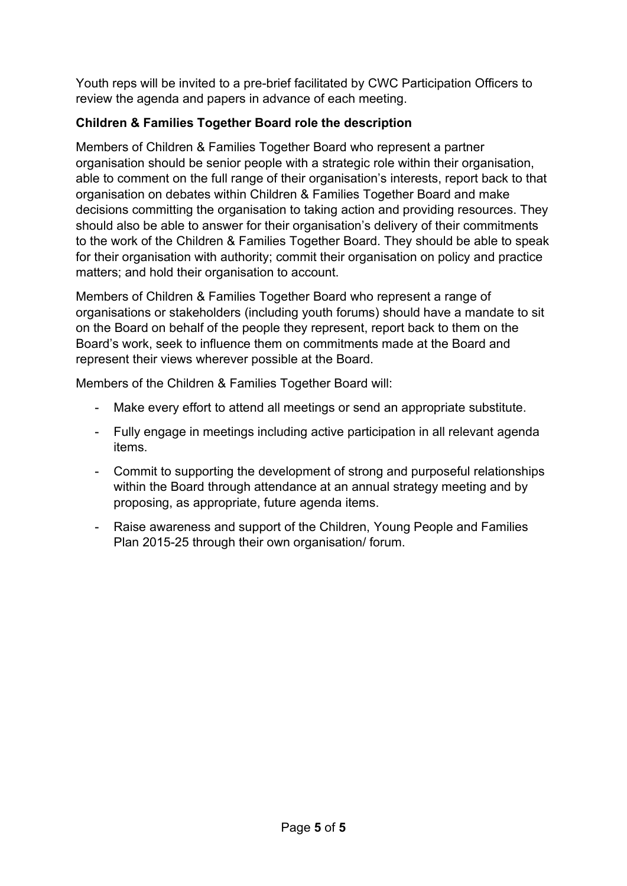Youth reps will be invited to a pre-brief facilitated by CWC Participation Officers to review the agenda and papers in advance of each meeting.

**Children & Families Together Board role the description**

Members of Children & Families Together Board who represent a partner organisation should be senior people with a strategic role within their organisation, able to comment on the full range of their organisation's interests, report back to that organisation on debates within Children & Families Together Board and make decisions committing the organisation to taking action and providing resources. They should also be able to answer for their organisation's delivery of their commitments to the work of the Children & Families Together Board. They should be able to speak for their organisation with authority; commit their organisation on policy and practice matters; and hold their organisation to account.

Members of Children & Families Together Board who represent a range of organisations or stakeholders (including youth forums) should have a mandate to sit on the Board on behalf of the people they represent, report back to them on the Board's work, seek to influence them on commitments made at the Board and represent their views wherever possible at the Board.

Members of the Children & Families Together Board will:

- Make every effort to attend all meetings or send an appropriate substitute.
- Fully engage in meetings including active participation in all relevant agenda items.
- Commit to supporting the development of strong and purposeful relationships within the Board through attendance at an annual strategy meeting and by proposing, as appropriate, future agenda items.
- Raise awareness and support of the Children, Young People and Families Plan 2015-25 through their own organisation/ forum.